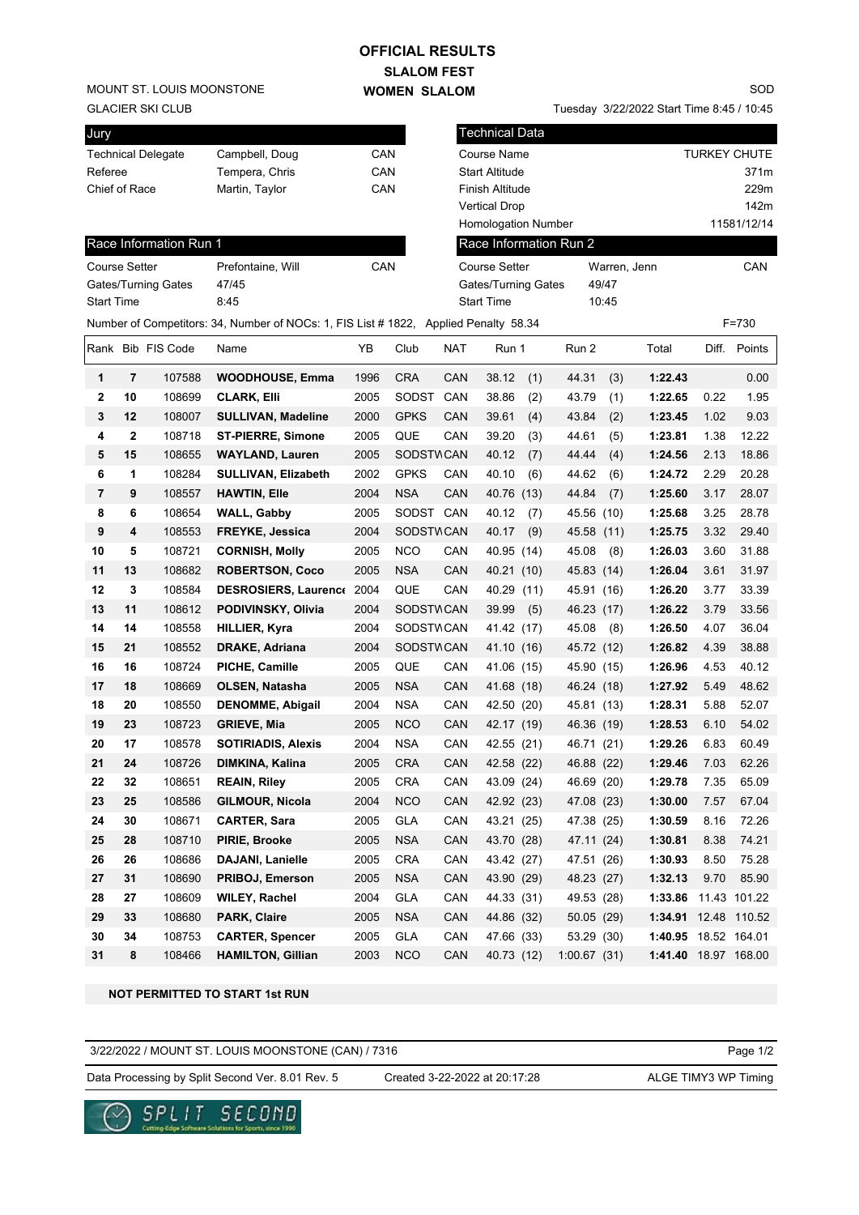# OFFICIAL RESULTS

## SLALOM FEST

## WOMEN SLALOM

MOUNT ST. LOUIS MOONSTONE
GLACIER SKI CLUB

SOD

Tuesday 3/22/2022 Start Time 8:45 / 10:45

| Jury | | |
|---|---|---|
| Technical Delegate | Campbell, Doug | CAN |
| Referee | Tempera, Chris | CAN |
| Chief of Race | Martin, Taylor | CAN |

| Technical Data | |
|---|---|
| Course Name | TURKEY CHUTE |
| Start Altitude | 371m |
| Finish Altitude | 229m |
| Vertical Drop | 142m |
| Homologation Number | 11581/12/14 |

| Race Information Run 1 | | |
|---|---|---|
| Course Setter | Prefontaine, Will | CAN |
| Gates/Turning Gates | 47/45 | |
| Start Time | 8:45 | |

| Race Information Run 2 | | |
|---|---|---|
| Course Setter | Warren, Jenn | CAN |
| Gates/Turning Gates | 49/47 | |
| Start Time | 10:45 | |

Number of Competitors: 34, Number of NOCs: 1, FIS List # 1822, Applied Penalty 58.34 F=730

| Rank | Bib | FIS Code | Name | YB | Club | NAT | Run 1 | Run 2 | Total | Diff. | Points |
|---|---|---|---|---|---|---|---|---|---|---|---|
| 1 | 7 | 107588 | **WOODHOUSE, Emma** | 1996 | CRA | CAN | 38.12 (1) | 44.31 (3) | **1:22.43** | | 0.00 |
| 2 | 10 | 108699 | **CLARK, Elli** | 2005 | SODST | CAN | 38.86 (2) | 43.79 (1) | **1:22.65** | 0.22 | 1.95 |
| 3 | 12 | 108007 | **SULLIVAN, Madeline** | 2000 | GPKS | CAN | 39.61 (4) | 43.84 (2) | **1:23.45** | 1.02 | 9.03 |
| 4 | 2 | 108718 | **ST-PIERRE, Simone** | 2005 | QUE | CAN | 39.20 (3) | 44.61 (5) | **1:23.81** | 1.38 | 12.22 |
| 5 | 15 | 108655 | **WAYLAND, Lauren** | 2005 | SODSTW | CAN | 40.12 (7) | 44.44 (4) | **1:24.56** | 2.13 | 18.86 |
| 6 | 1 | 108284 | **SULLIVAN, Elizabeth** | 2002 | GPKS | CAN | 40.10 (6) | 44.62 (6) | **1:24.72** | 2.29 | 20.28 |
| 7 | 9 | 108557 | **HAWTIN, Elle** | 2004 | NSA | CAN | 40.76 (13) | 44.84 (7) | **1:25.60** | 3.17 | 28.07 |
| 8 | 6 | 108654 | **WALL, Gabby** | 2005 | SODST | CAN | 40.12 (7) | 45.56 (10) | **1:25.68** | 3.25 | 28.78 |
| 9 | 4 | 108553 | **FREYKE, Jessica** | 2004 | SODSTW | CAN | 40.17 (9) | 45.58 (11) | **1:25.75** | 3.32 | 29.40 |
| 10 | 5 | 108721 | **CORNISH, Molly** | 2005 | NCO | CAN | 40.95 (14) | 45.08 (8) | **1:26.03** | 3.60 | 31.88 |
| 11 | 13 | 108682 | **ROBERTSON, Coco** | 2005 | NSA | CAN | 40.21 (10) | 45.83 (14) | **1:26.04** | 3.61 | 31.97 |
| 12 | 3 | 108584 | **DESROSIERS, Laurence** | 2004 | QUE | CAN | 40.29 (11) | 45.91 (16) | **1:26.20** | 3.77 | 33.39 |
| 13 | 11 | 108612 | **PODIVINSKY, Olivia** | 2004 | SODSTW | CAN | 39.99 (5) | 46.23 (17) | **1:26.22** | 3.79 | 33.56 |
| 14 | 14 | 108558 | **HILLIER, Kyra** | 2004 | SODSTW | CAN | 41.42 (17) | 45.08 (8) | **1:26.50** | 4.07 | 36.04 |
| 15 | 21 | 108552 | **DRAKE, Adriana** | 2004 | SODSTW | CAN | 41.10 (16) | 45.72 (12) | **1:26.82** | 4.39 | 38.88 |
| 16 | 16 | 108724 | **PICHE, Camille** | 2005 | QUE | CAN | 41.06 (15) | 45.90 (15) | **1:26.96** | 4.53 | 40.12 |
| 17 | 18 | 108669 | **OLSEN, Natasha** | 2005 | NSA | CAN | 41.68 (18) | 46.24 (18) | **1:27.92** | 5.49 | 48.62 |
| 18 | 20 | 108550 | **DENOMME, Abigail** | 2004 | NSA | CAN | 42.50 (20) | 45.81 (13) | **1:28.31** | 5.88 | 52.07 |
| 19 | 23 | 108723 | **GRIEVE, Mia** | 2005 | NCO | CAN | 42.17 (19) | 46.36 (19) | **1:28.53** | 6.10 | 54.02 |
| 20 | 17 | 108578 | **SOTIRIADIS, Alexis** | 2004 | NSA | CAN | 42.55 (21) | 46.71 (21) | **1:29.26** | 6.83 | 60.49 |
| 21 | 24 | 108726 | **DIMKINA, Kalina** | 2005 | CRA | CAN | 42.58 (22) | 46.88 (22) | **1:29.46** | 7.03 | 62.26 |
| 22 | 32 | 108651 | **REAIN, Riley** | 2005 | CRA | CAN | 43.09 (24) | 46.69 (20) | **1:29.78** | 7.35 | 65.09 |
| 23 | 25 | 108586 | **GILMOUR, Nicola** | 2004 | NCO | CAN | 42.92 (23) | 47.08 (23) | **1:30.00** | 7.57 | 67.04 |
| 24 | 30 | 108671 | **CARTER, Sara** | 2005 | GLA | CAN | 43.21 (25) | 47.38 (25) | **1:30.59** | 8.16 | 72.26 |
| 25 | 28 | 108710 | **PIRIE, Brooke** | 2005 | NSA | CAN | 43.70 (28) | 47.11 (24) | **1:30.81** | 8.38 | 74.21 |
| 26 | 26 | 108686 | **DAJANI, Lanielle** | 2005 | CRA | CAN | 43.42 (27) | 47.51 (26) | **1:30.93** | 8.50 | 75.28 |
| 27 | 31 | 108690 | **PRIBOJ, Emerson** | 2005 | NSA | CAN | 43.90 (29) | 48.23 (27) | **1:32.13** | 9.70 | 85.90 |
| 28 | 27 | 108609 | **WILEY, Rachel** | 2004 | GLA | CAN | 44.33 (31) | 49.53 (28) | **1:33.86** | 11.43 | 101.22 |
| 29 | 33 | 108680 | **PARK, Claire** | 2005 | NSA | CAN | 44.86 (32) | 50.05 (29) | **1:34.91** | 12.48 | 110.52 |
| 30 | 34 | 108753 | **CARTER, Spencer** | 2005 | GLA | CAN | 47.66 (33) | 53.29 (30) | **1:40.95** | 18.52 | 164.01 |
| 31 | 8 | 108466 | **HAMILTON, Gillian** | 2003 | NCO | CAN | 40.73 (12) | 1:00.67 (31) | **1:41.40** | 18.97 | 168.00 |

**NOT PERMITTED TO START 1st RUN**

3/22/2022 / MOUNT ST. LOUIS MOONSTONE (CAN) / 7316

Data Processing by Split Second Ver. 8.01 Rev. 5 Created 3-22-2022 at 20:17:28 ALGE TIMY3 WP Timing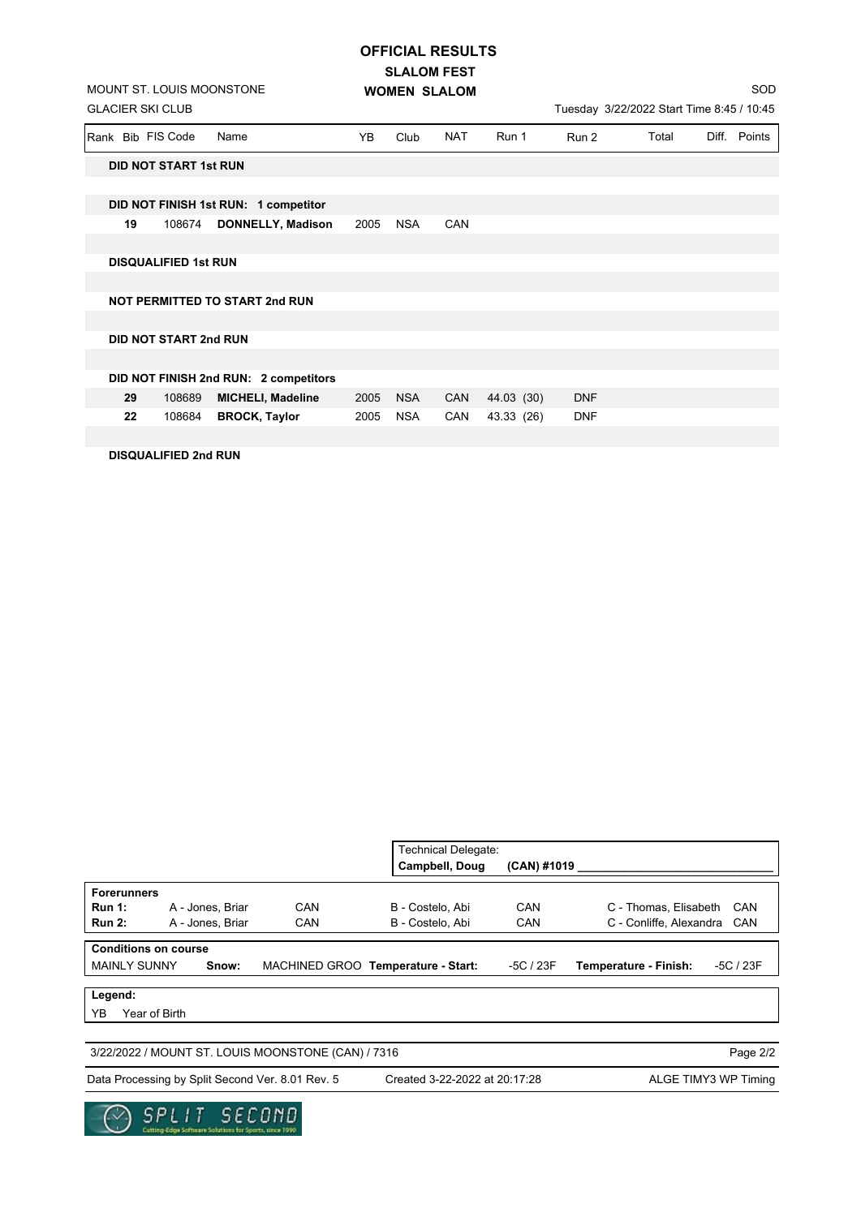# OFFICIAL RESULTS

## SLALOM FEST

MOUNT ST. LOUIS MOONSTONE
GLACIER SKI CLUB

**WOMEN SLALOM**

SOD
Tuesday 3/22/2022 Start Time 8:45 / 10:45

| Rank | Bib | FIS Code | Name | YB | Club | NAT | Run 1 | Run 2 | Total | Diff. | Points |
|---|---|---|---|---|---|---|---|---|---|---|---|
| | **DID NOT START 1st RUN** | | | | | | | | | | |
| | **DID NOT FINISH 1st RUN: 1 competitor** | | | | | | | | | | |
| | **19** | 108674 | **DONNELLY, Madison** | 2005 | NSA | CAN | | | | | |
| | **DISQUALIFIED 1st RUN** | | | | | | | | | | |
| | **NOT PERMITTED TO START 2nd RUN** | | | | | | | | | | |
| | **DID NOT START 2nd RUN** | | | | | | | | | | |
| | **DID NOT FINISH 2nd RUN: 2 competitors** | | | | | | | | | | |
| | **29** | 108689 | **MICHELI, Madeline** | 2005 | NSA | CAN | 44.03 (30) | DNF | | | |
| | **22** | 108684 | **BROCK, Taylor** | 2005 | NSA | CAN | 43.33 (26) | DNF | | | |
| | **DISQUALIFIED 2nd RUN** | | | | | | | | | | |

Technical Delegate:
**Campbell, Doug** (CAN) #1019

| **Forerunners** | | | | | | |
|---|---|---|---|---|---|---|
| **Run 1:** | A - Jones, Briar | CAN | B - Costelo, Abi | CAN | C - Thomas, Elisabeth | CAN |
| **Run 2:** | A - Jones, Briar | CAN | B - Costelo, Abi | CAN | C - Conliffe, Alexandra | CAN |

**Conditions on course**
MAINLY SUNNY **Snow:** MACHINED GROO **Temperature - Start:** -5C / 23F **Temperature - Finish:** -5C / 23F

**Legend:**
YB Year of Birth

3/22/2022 / MOUNT ST. LOUIS MOONSTONE (CAN) / 7316

Data Processing by Split Second Ver. 8.01 Rev. 5 Created 3-22-2022 at 20:17:28 ALGE TIMY3 WP Timing